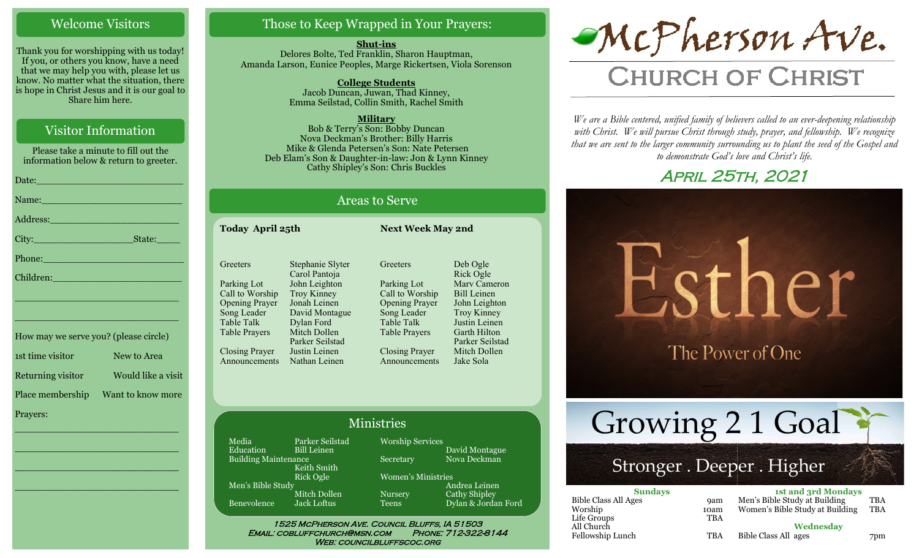## Welcome Visitors

Thank you for worshipping with us today! If you, or others you know, have a need that we may help you with, please let us know. No matter what the situation, there is hope in Christ Jesus and it is our goal to Share him here.

## Visitor Information

Please take a minute to fill out the information below & return to greeter.

Date:___________________________

Name:__________________________

Address:________________________

City:__________________State:_____

Phone:__________________________

Children:________________________

_______________________________

_______________________________

How may we serve you? (please circle)

| | |
|---|---|
| 1st time visitor | New to Area |
| Returning visitor | Would like a visit |
| Place membership | Want to know more |

Prayers:

_______________________________

_______________________________

_______________________________

_______________________________

## Those to Keep Wrapped in Your Prayers:

**Shut-ins**
Delores Bolte, Ted Franklin, Sharon Hauptman, Amanda Larson, Eunice Peoples, Marge Rickertsen, Viola Sorenson

**College Students**
Jacob Duncan, Juwan, Thad Kinney, Emma Seilstad, Collin Smith, Rachel Smith

**Military**
Bob & Terry's Son: Bobby Duncan
Nova Deckman's Brother: Billy Harris
Mike & Glenda Petersen's Son: Nate Petersen
Deb Elam's Son & Daughter-in-law: Jon & Lynn Kinney
Cathy Shipley's Son: Chris Buckles

## Areas to Serve

| Today April 25th | | Next Week May 2nd | |
|---|---|---|---|
| Greeters | Stephanie Slyter, Carol Pantoja | Greeters | Deb Ogle, Rick Ogle |
| Parking Lot | John Leighton | Parking Lot | Marv Cameron |
| Call to Worship | Troy Kinney | Call to Worship | Bill Leinen |
| Opening Prayer | Jonah Leinen | Opening Prayer | John Leighton |
| Song Leader | David Montague | Song Leader | Troy Kinney |
| Table Talk | Dylan Ford | Table Talk | Justin Leinen |
| Table Prayers | Mitch Dollen, Parker Seilstad | Table Prayers | Garth Hilton, Parker Seilstad |
| Closing Prayer | Justin Leinen | Closing Prayer | Mitch Dollen |
| Announcements | Nathan Leinen | Announcements | Jake Sola |

## Ministries

| | | | |
|---|---|---|---|
| Media | Parker Seilstad | Worship Services | David Montague |
| Education | Bill Leinen | Secretary | Nova Deckman |
| Building Maintenance | Keith Smith, Rick Ogle | Women's Ministries | Andrea Leinen |
| Men's Bible Study | Mitch Dollen | Nursery | Cathy Shipley |
| Benevolence | Jack Loftus | Teens | Dylan & Jordan Ford |

1525 McPherson Ave. Council Bluffs, IA 51503
Email: cobluffchurch@msn.com Phone: 712-322-8144
Web: councilbluffscoc.org

# McPherson Ave. Church of Christ

*We are a Bible centered, unified family of believers called to an ever-deepening relationship with Christ. We will pursue Christ through study, prayer, and fellowship. We recognize that we are sent to the larger community surrounding us to plant the seed of the Gospel and to demonstrate God's love and Christ's life.*

## April 25th, 2021

Esther
The Power of One

Growing 2 1 Goal
Stronger . Deeper . Higher

| Sundays | | 1st and 3rd Mondays | |
|---|---|---|---|
| Bible Class All Ages | 9am | Men's Bible Study at Building | TBA |
| Worship | 10am | Women's Bible Study at Building | TBA |
| Life Groups | TBA | **Wednesday** | |
| All Church Fellowship Lunch | TBA | Bible Class All ages | 7pm |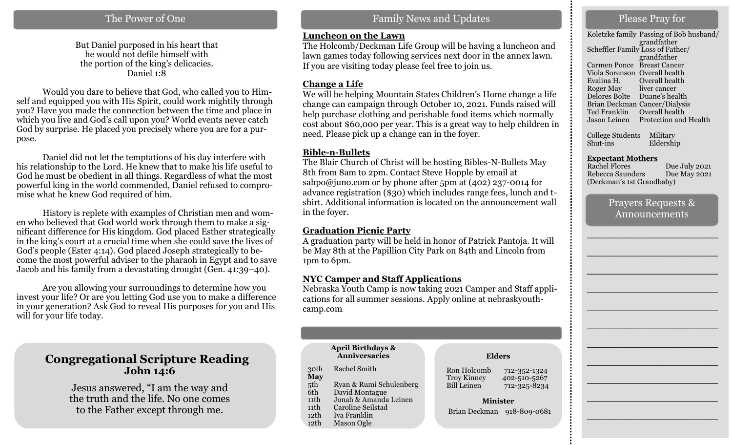## The Power of One

But Daniel purposed in his heart that he would not defile himself with the portion of the king's delicacies.
Daniel 1:8

Would you dare to believe that God, who called you to Himself and equipped you with His Spirit, could work mightily through you? Have you made the connection between the time and place in which you live and God's call upon you? World events never catch God by surprise. He placed you precisely where you are for a purpose.

Daniel did not let the temptations of his day interfere with his relationship to the Lord. He knew that to make his life useful to God he must be obedient in all things. Regardless of what the most powerful king in the world commended, Daniel refused to compromise what he knew God required of him.

History is replete with examples of Christian men and women who believed that God world work through them to make a significant difference for His kingdom. God placed Esther strategically in the king's court at a crucial time when she could save the lives of God's people (Ester 4:14). God placed Joseph strategically to become the most powerful adviser to the pharaoh in Egypt and to save Jacob and his family from a devastating drought (Gen. 41:39–40).

Are you allowing your surroundings to determine how you invest your life? Or are you letting God use you to make a difference in your generation? Ask God to reveal His purposes for you and His will for your life today.

## Congregational Scripture Reading
### John 14:6

Jesus answered, "I am the way and the truth and the life. No one comes to the Father except through me.

## Family News and Updates

**Luncheon on the Lawn**

The Holcomb/Deckman Life Group will be having a luncheon and lawn games today following services next door in the annex lawn. If you are visiting today please feel free to join us.

**Change a Life**

We will be helping Mountain States Children's Home change a life change can campaign through October 10, 2021. Funds raised will help purchase clothing and perishable food items which normally cost about $60,000 per year. This is a great way to help children in need. Please pick up a change can in the foyer.

**Bible-n-Bullets**

The Blair Church of Christ will be hosting Bibles-N-Bullets May 8th from 8am to 2pm. Contact Steve Hopple by email at sahpo@juno.com or by phone after 5pm at (402) 237-0014 for advance registration ($30) which includes range fees, lunch and t-shirt. Additional information is located on the announcement wall in the foyer.

**Graduation Picnic Party**

A graduation party will be held in honor of Patrick Pantoja. It will be May 8th at the Papillion City Park on 84th and Lincoln from 1pm to 6pm.

**NYC Camper and Staff Applications**

Nebraska Youth Camp is now taking 2021 Camper and Staff applications for all summer sessions. Apply online at nebraskyouth-camp.com.

**April Birthdays & Anniversaries**

| | |
|---|---|
| 30th | Rachel Smith |
| **May** | |
| 5th | Ryan & Rumi Schulenberg |
| 6th | David Montague |
| 11th | Jonah & Amanda Leinen |
| 11th | Caroline Seilstad |
| 12th | Iva Franklin |
| 12th | Mason Ogle |

**Elders**

| | |
|---|---|
| Ron Holcomb | 712-352-1324 |
| Troy Kinney | 402-510-5267 |
| Bill Leinen | 712-325-8234 |

**Minister**

Brian Deckman 918-809-0681

## Please Pray for

| | |
|---|---|
| Koletzke family | Passing of Bob husband/grandfather |
| Scheffler Family | Loss of Father/grandfather |
| Carmen Ponce | Breast Cancer |
| Viola Sorenson | Overall health |
| Evalina H. | Overall health |
| Roger May | liver cancer |
| Delores Bolte | Duane's health |
| Brian Deckman | Cancer/Dialysis |
| Ted Franklin | Overall health |
| Jason Leinen | Protection and Health |

College Students — Military
Shut-ins — Eldership

**Expectant Mothers**

Rachel Flores — Due July 2021
Rebecca Saunders — Due May 2021
(Deckman's 1st Grandbaby)

## Prayers Requests & Announcements

___________________________

___________________________

___________________________

___________________________

___________________________

___________________________

___________________________

___________________________

___________________________

___________________________

___________________________